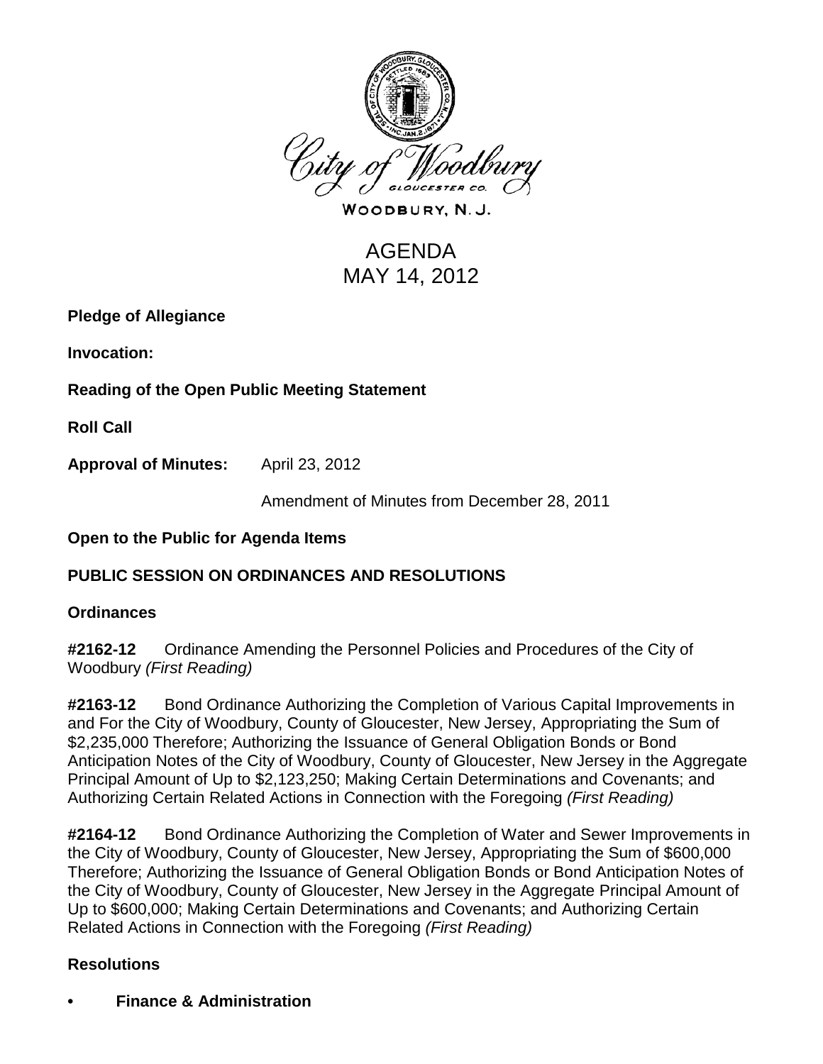City of Woodbury

WOODBURY, N.J.

# AGENDA
# MAY 14, 2012

**Pledge of Allegiance**

**Invocation:**

**Reading of the Open Public Meeting Statement**

**Roll Call**

**Approval of Minutes:** April 23, 2012

Amendment of Minutes from December 28, 2011

**Open to the Public for Agenda Items**

## PUBLIC SESSION ON ORDINANCES AND RESOLUTIONS

### Ordinances

**#2162-12** Ordinance Amending the Personnel Policies and Procedures of the City of Woodbury *(First Reading)*

**#2163-12** Bond Ordinance Authorizing the Completion of Various Capital Improvements in and For the City of Woodbury, County of Gloucester, New Jersey, Appropriating the Sum of $2,235,000 Therefore; Authorizing the Issuance of General Obligation Bonds or Bond Anticipation Notes of the City of Woodbury, County of Gloucester, New Jersey in the Aggregate Principal Amount of Up to $2,123,250; Making Certain Determinations and Covenants; and Authorizing Certain Related Actions in Connection with the Foregoing *(First Reading)*

**#2164-12** Bond Ordinance Authorizing the Completion of Water and Sewer Improvements in the City of Woodbury, County of Gloucester, New Jersey, Appropriating the Sum of $600,000 Therefore; Authorizing the Issuance of General Obligation Bonds or Bond Anticipation Notes of the City of Woodbury, County of Gloucester, New Jersey in the Aggregate Principal Amount of Up to $600,000; Making Certain Determinations and Covenants; and Authorizing Certain Related Actions in Connection with the Foregoing *(First Reading)*

### Resolutions

- **Finance & Administration**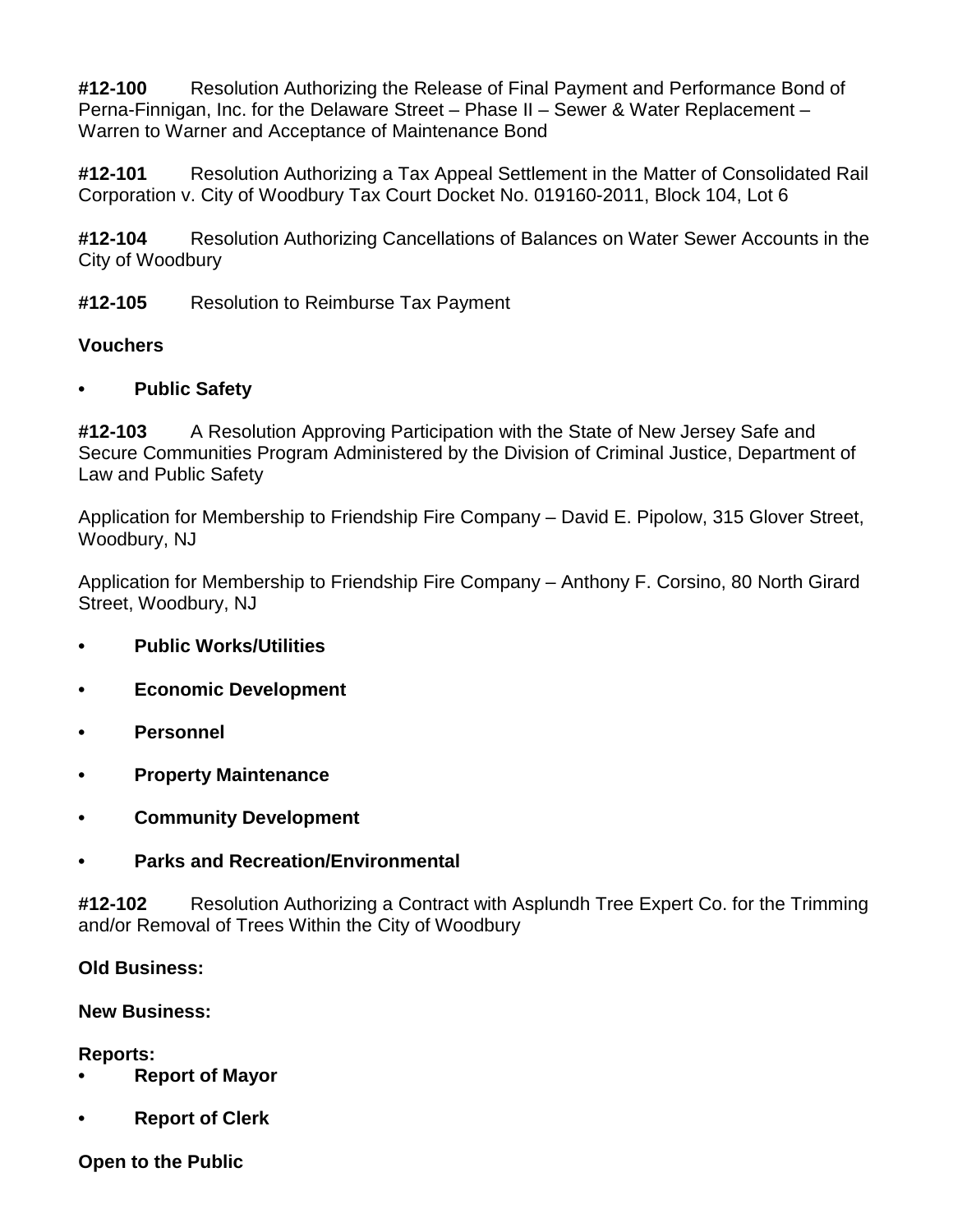**#12-100** Resolution Authorizing the Release of Final Payment and Performance Bond of Perna-Finnigan, Inc. for the Delaware Street – Phase II – Sewer & Water Replacement – Warren to Warner and Acceptance of Maintenance Bond

**#12-101** Resolution Authorizing a Tax Appeal Settlement in the Matter of Consolidated Rail Corporation v. City of Woodbury Tax Court Docket No. 019160-2011, Block 104, Lot 6

**#12-104** Resolution Authorizing Cancellations of Balances on Water Sewer Accounts in the City of Woodbury

**#12-105** Resolution to Reimburse Tax Payment

**Vouchers**

- **Public Safety**

**#12-103** A Resolution Approving Participation with the State of New Jersey Safe and Secure Communities Program Administered by the Division of Criminal Justice, Department of Law and Public Safety

Application for Membership to Friendship Fire Company – David E. Pipolow, 315 Glover Street, Woodbury, NJ

Application for Membership to Friendship Fire Company – Anthony F. Corsino, 80 North Girard Street, Woodbury, NJ

- **Public Works/Utilities**
- **Economic Development**
- **Personnel**
- **Property Maintenance**
- **Community Development**
- **Parks and Recreation/Environmental**

**#12-102** Resolution Authorizing a Contract with Asplundh Tree Expert Co. for the Trimming and/or Removal of Trees Within the City of Woodbury

**Old Business:**

**New Business:**

**Reports:**

- **Report of Mayor**
- **Report of Clerk**

**Open to the Public**